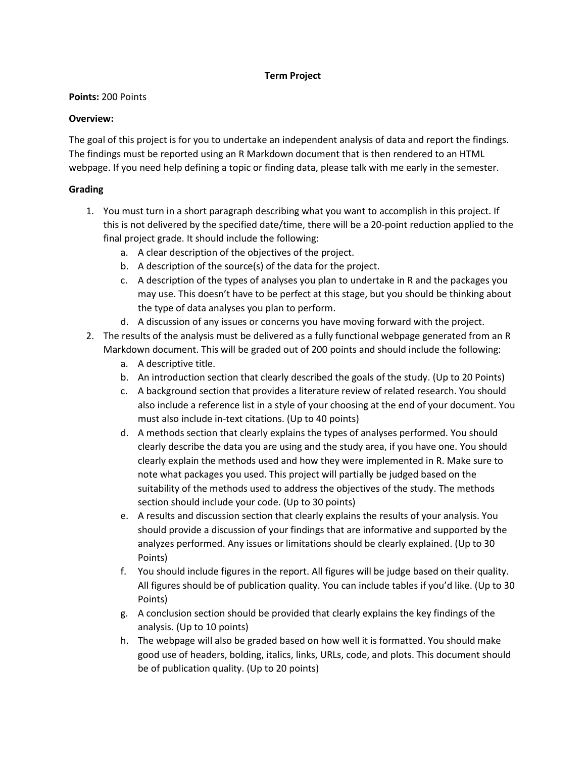# Term Project

**Points:** 200 Points

**Overview:**

The goal of this project is for you to undertake an independent analysis of data and report the findings. The findings must be reported using an R Markdown document that is then rendered to an HTML webpage. If you need help defining a topic or finding data, please talk with me early in the semester.

**Grading**

1. You must turn in a short paragraph describing what you want to accomplish in this project. If this is not delivered by the specified date/time, there will be a 20-point reduction applied to the final project grade. It should include the following:
   a. A clear description of the objectives of the project.
   b. A description of the source(s) of the data for the project.
   c. A description of the types of analyses you plan to undertake in R and the packages you may use. This doesn't have to be perfect at this stage, but you should be thinking about the type of data analyses you plan to perform.
   d. A discussion of any issues or concerns you have moving forward with the project.
2. The results of the analysis must be delivered as a fully functional webpage generated from an R Markdown document. This will be graded out of 200 points and should include the following:
   a. A descriptive title.
   b. An introduction section that clearly described the goals of the study. (Up to 20 Points)
   c. A background section that provides a literature review of related research. You should also include a reference list in a style of your choosing at the end of your document. You must also include in-text citations. (Up to 40 points)
   d. A methods section that clearly explains the types of analyses performed. You should clearly describe the data you are using and the study area, if you have one. You should clearly explain the methods used and how they were implemented in R. Make sure to note what packages you used. This project will partially be judged based on the suitability of the methods used to address the objectives of the study. The methods section should include your code. (Up to 30 points)
   e. A results and discussion section that clearly explains the results of your analysis. You should provide a discussion of your findings that are informative and supported by the analyzes performed. Any issues or limitations should be clearly explained. (Up to 30 Points)
   f. You should include figures in the report. All figures will be judge based on their quality. All figures should be of publication quality. You can include tables if you'd like. (Up to 30 Points)
   g. A conclusion section should be provided that clearly explains the key findings of the analysis. (Up to 10 points)
   h. The webpage will also be graded based on how well it is formatted. You should make good use of headers, bolding, italics, links, URLs, code, and plots. This document should be of publication quality. (Up to 20 points)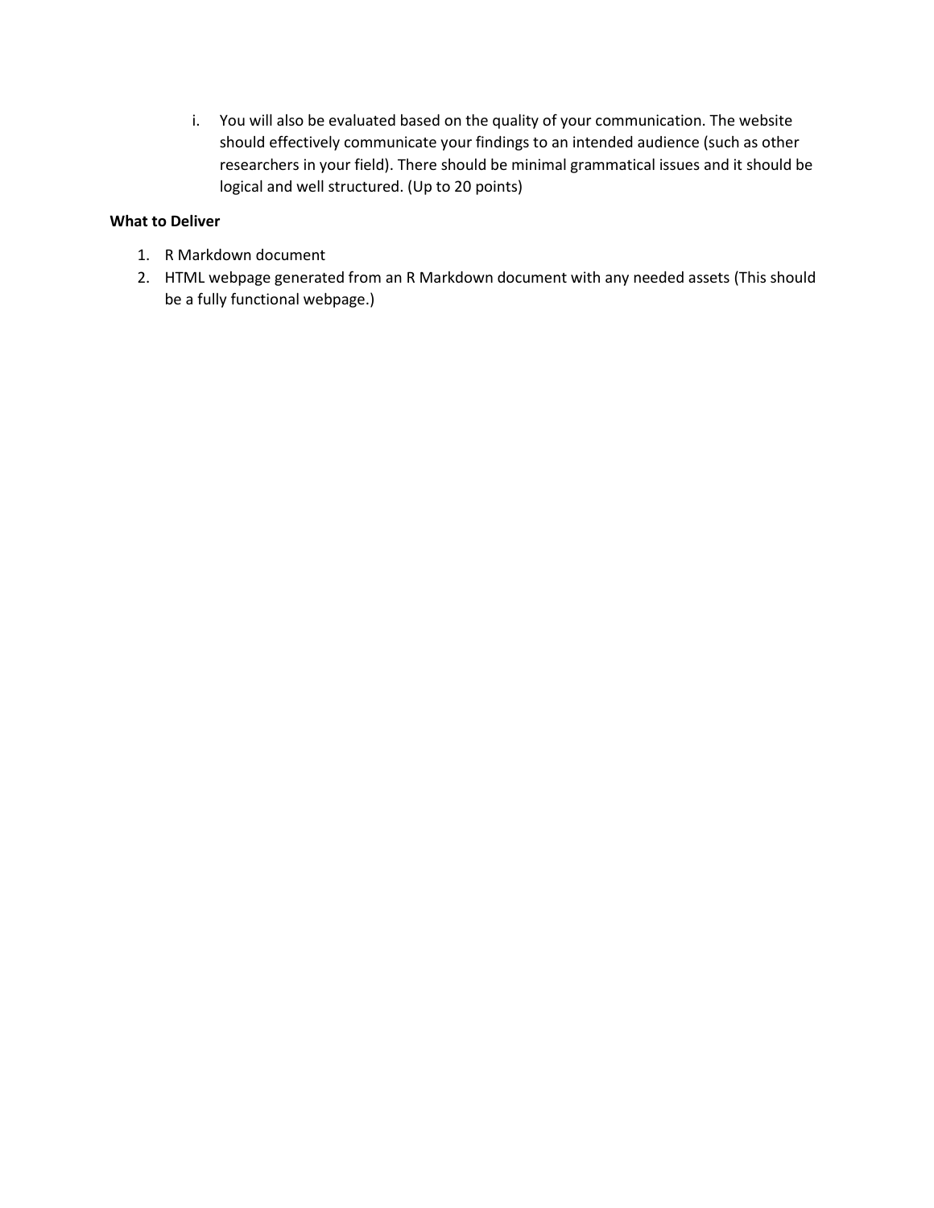i. You will also be evaluated based on the quality of your communication. The website should effectively communicate your findings to an intended audience (such as other researchers in your field). There should be minimal grammatical issues and it should be logical and well structured. (Up to 20 points)

**What to Deliver**

1. R Markdown document
2. HTML webpage generated from an R Markdown document with any needed assets (This should be a fully functional webpage.)